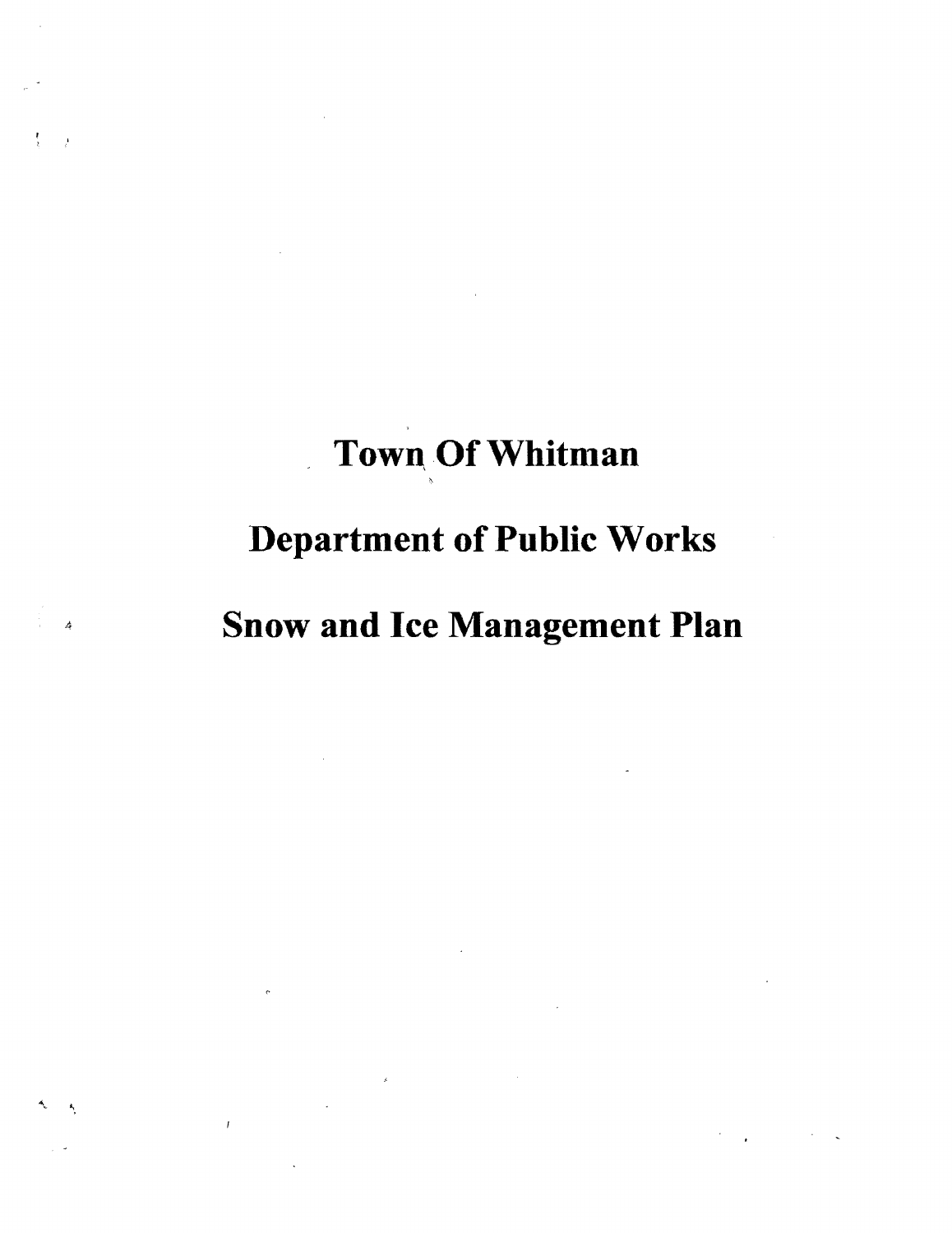# Town Of Whitman

# Department of Public Works

# Snow and Ice Management Plan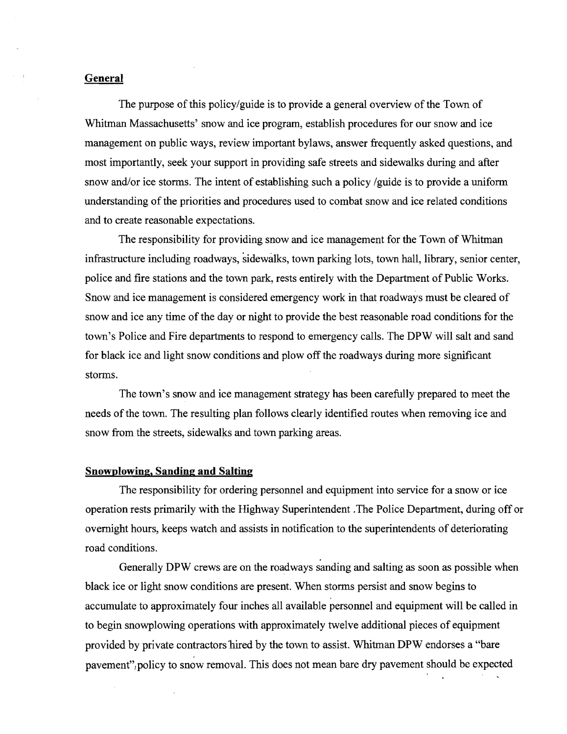## General

The purpose of this policy/guide is to provide a general overview of the Town of Whitman Massachusetts' snow and ice program, establish procedures for our snow and ice management on public ways, review important bylaws, answer frequently asked questions, and most importantly, seek your support in providing safe streets and sidewalks during and after snow and/or ice storms. The intent of establishing such a policy /guide is to provide a uniform understanding of the priorities and procedures used to combat snow and ice related conditions and to create reasonable expectations.

The responsibility for providing snow and ice management for the Town of Whitman infrastructure including roadways, sidewalks, town parking lots, town hall, library, senior center, police and fire stations and the town park, rests entirely with the Department of Public Works. Snow and ice management is considered emergency work in that roadways must be cleared of snow and ice any time of the day or night to provide the best reasonable road conditions for the town's Police and Fire departments to respond to emergency calls. The DPW will salt and sand for black ice and light snow conditions and plow off the roadways during more significant storms.

The town's snow and ice management strategy has been carefully prepared to meet the needs of the town. The resulting plan follows clearly identified routes when removing ice and snow from the streets, sidewalks and town parking areas.

## Snowplowing, Sanding and Salting

The responsibility for ordering personnel and equipment into service for a snow or ice operation rests primarily with the Highway Superintendent .The Police Department, during off or overnight hours, keeps watch and assists in notification to the superintendents of deteriorating road conditions.

Generally DPW crews are on the roadways sanding and salting as soon as possible when black ice or light snow conditions are present. When storms persist and snow begins to accumulate to approximately four inches all available personnel and equipment will be called in to begin snowplowing operations with approximately twelve additional pieces of equipment provided by private contractors hired by the town to assist. Whitman DPW endorses a "bare pavement", policy to snow removal. This does not mean bare dry pavement should be expected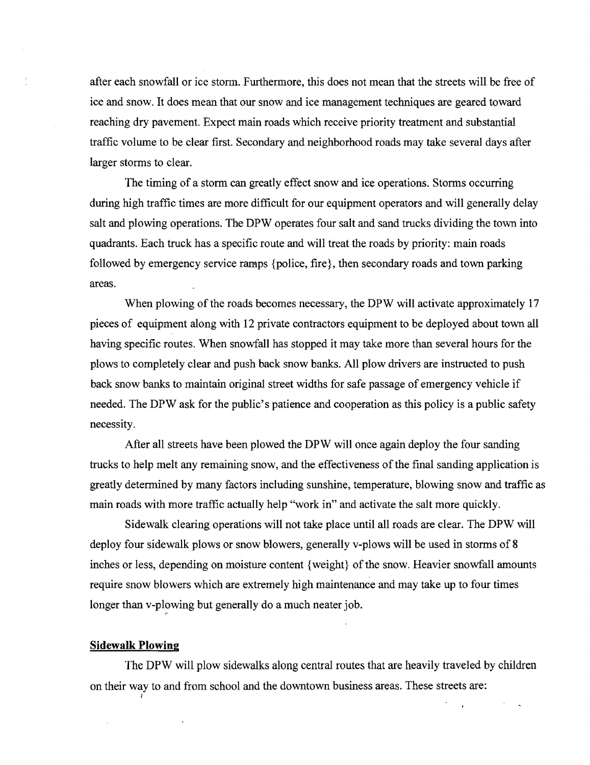after each snowfall or ice storm. Furthermore, this does not mean that the streets will be free of ice and snow. It does mean that our snow and ice management techniques are geared toward reaching dry pavement. Expect main roads which receive priority treatment and substantial traffic volume to be clear first. Secondary and neighborhood roads may take several days after larger storms to clear.

The timing of a storm can greatly effect snow and ice operations. Storms occurring during high traffic times are more difficult for our equipment operators and will generally delay salt and plowing operations. The DPW operates four salt and sand trucks dividing the town into quadrants. Each truck has a specific route and will treat the roads by priority: main roads followed by emergency service ramps {police, fire}, then secondary roads and town parking areas.

When plowing of the roads becomes necessary, the DPW will activate approximately 17 pieces of equipment along with 12 private contractors equipment to be deployed about town all having specific routes. When snowfall has stopped it may take more than several hours for the plows to completely clear and push back snow banks. All plow drivers are instructed to push back snow banks to maintain original street widths for safe passage of emergency vehicle if needed. The DPW ask for the public's patience and cooperation as this policy is a public safety necessity.

After all streets have been plowed the DPW will once again deploy the four sanding trucks to help melt any remaining snow, and the effectiveness of the final sanding application is greatly determined by many factors including sunshine, temperature, blowing snow and traffic as main roads with more traffic actually help "work in" and activate the salt more quickly.

Sidewalk clearing operations will not take place until all roads are clear. The DPW will deploy four sidewalk plows or snow blowers, generally v-plows will be used in storms of 8 inches or less, depending on moisture content {weight} of the snow. Heavier snowfall amounts require snow blowers which are extremely high maintenance and may take up to four times longer than v-plowing but generally do a much neater job.

**Sidewalk Plowing**

The DPW will plow sidewalks along central routes that are heavily traveled by children on their way to and from school and the downtown business areas. These streets are: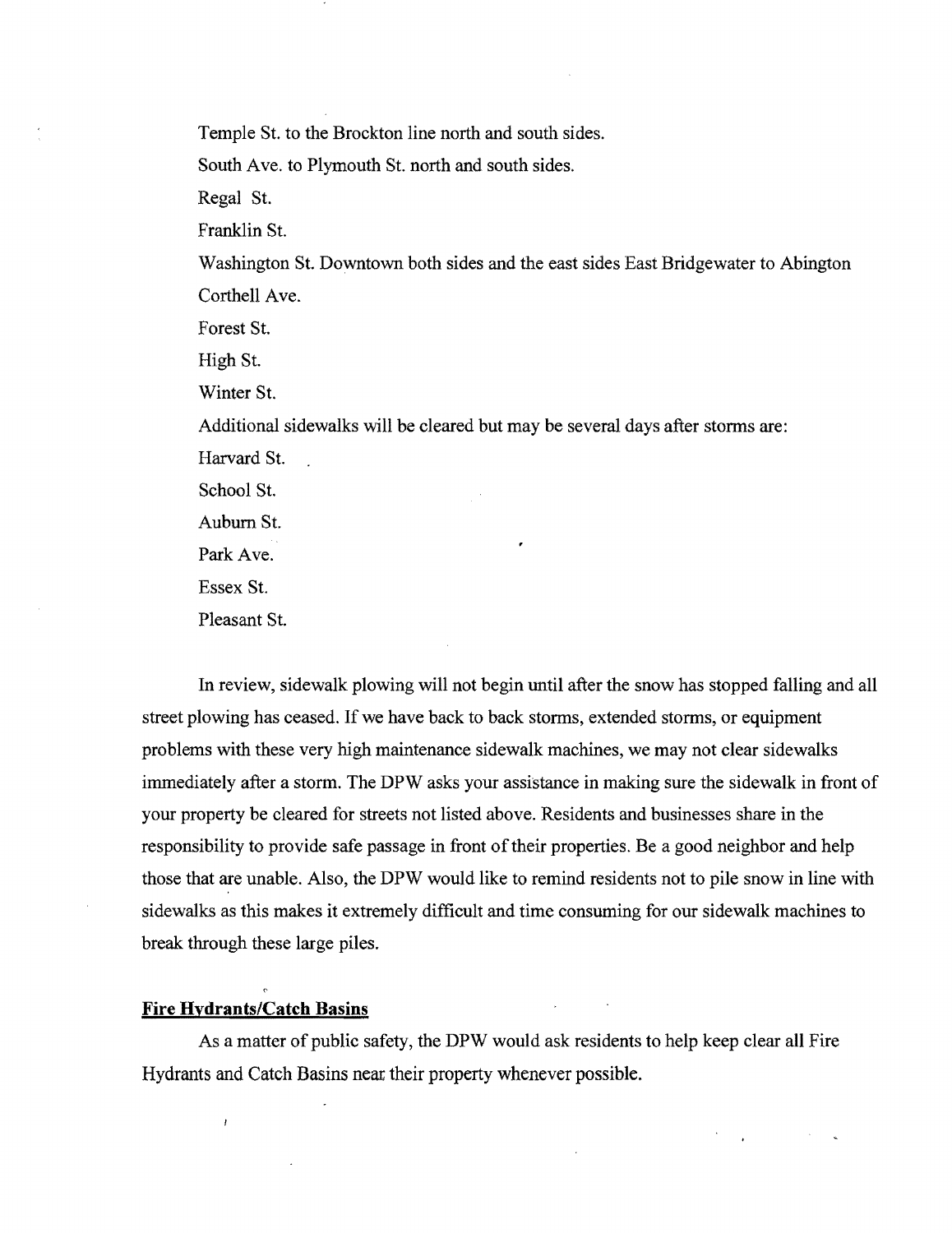Temple St. to the Brockton line north and south sides.

South Ave. to Plymouth St. north and south sides.

Regal St.

Franklin St.

Washington St. Downtown both sides and the east sides East Bridgewater to Abington

Corthell Ave.

Forest St.

High St.

Winter St.

Additional sidewalks will be cleared but may be several days after storms are:

Harvard St.

School St.

Auburn St.

Park Ave.

Essex St.

Pleasant St.

In review, sidewalk plowing will not begin until after the snow has stopped falling and all street plowing has ceased. If we have back to back storms, extended storms, or equipment problems with these very high maintenance sidewalk machines, we may not clear sidewalks immediately after a storm. The DPW asks your assistance in making sure the sidewalk in front of your property be cleared for streets not listed above. Residents and businesses share in the responsibility to provide safe passage in front of their properties. Be a good neighbor and help those that are unable. Also, the DPW would like to remind residents not to pile snow in line with sidewalks as this makes it extremely difficult and time consuming for our sidewalk machines to break through these large piles.

**Fire Hydrants/Catch Basins**

As a matter of public safety, the DPW would ask residents to help keep clear all Fire Hydrants and Catch Basins near their property whenever possible.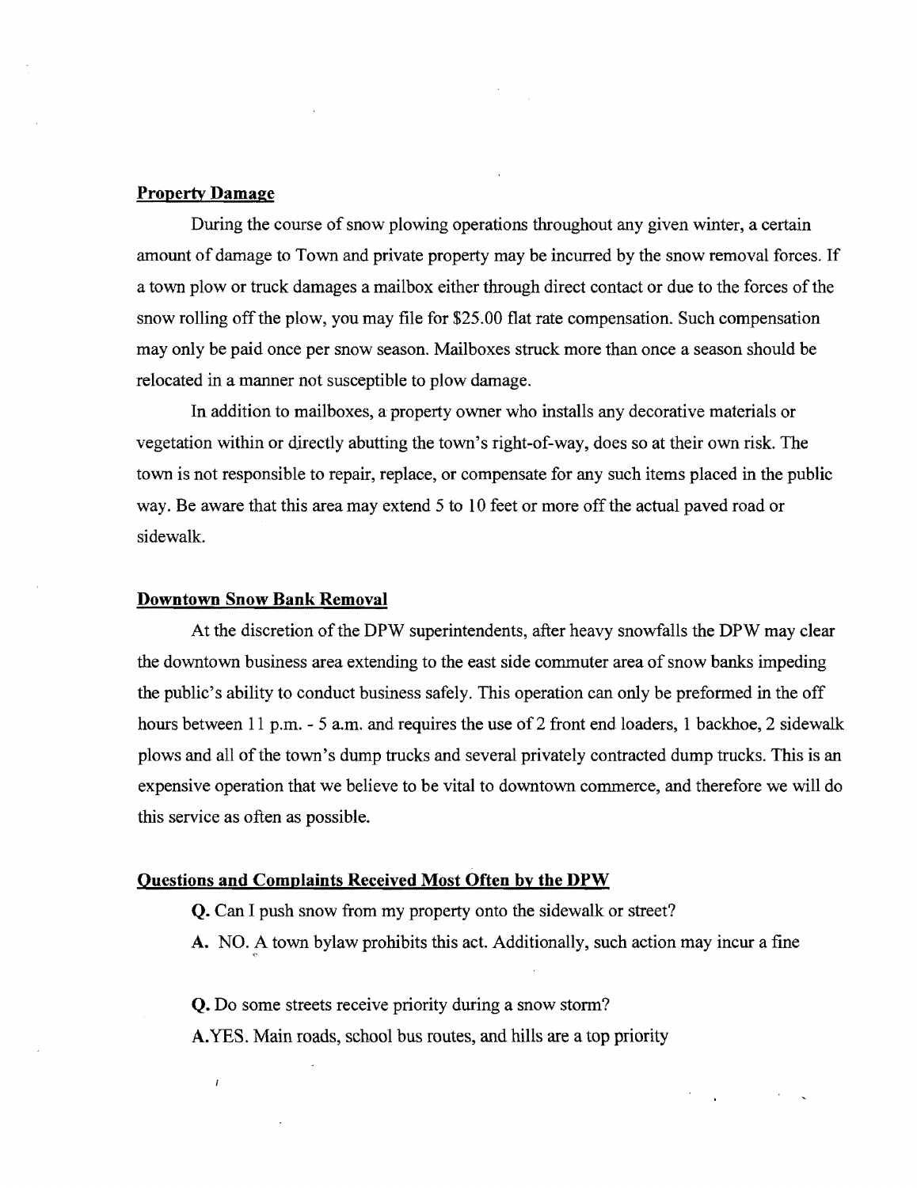**Property Damage**

During the course of snow plowing operations throughout any given winter, a certain amount of damage to Town and private property may be incurred by the snow removal forces. If a town plow or truck damages a mailbox either through direct contact or due to the forces of the snow rolling off the plow, you may file for $25.00 flat rate compensation. Such compensation may only be paid once per snow season. Mailboxes struck more than once a season should be relocated in a manner not susceptible to plow damage.

In addition to mailboxes, a property owner who installs any decorative materials or vegetation within or directly abutting the town's right-of-way, does so at their own risk. The town is not responsible to repair, replace, or compensate for any such items placed in the public way. Be aware that this area may extend 5 to 10 feet or more off the actual paved road or sidewalk.

**Downtown Snow Bank Removal**

At the discretion of the DPW superintendents, after heavy snowfalls the DPW may clear the downtown business area extending to the east side commuter area of snow banks impeding the public's ability to conduct business safely. This operation can only be preformed in the off hours between 11 p.m. - 5 a.m. and requires the use of 2 front end loaders, 1 backhoe, 2 sidewalk plows and all of the town's dump trucks and several privately contracted dump trucks. This is an expensive operation that we believe to be vital to downtown commerce, and therefore we will do this service as often as possible.

**Questions and Complaints Received Most Often by the DPW**

**Q.** Can I push snow from my property onto the sidewalk or street?

**A.** NO. A town bylaw prohibits this act. Additionally, such action may incur a fine

**Q.** Do some streets receive priority during a snow storm?

**A.**YES. Main roads, school bus routes, and hills are a top priority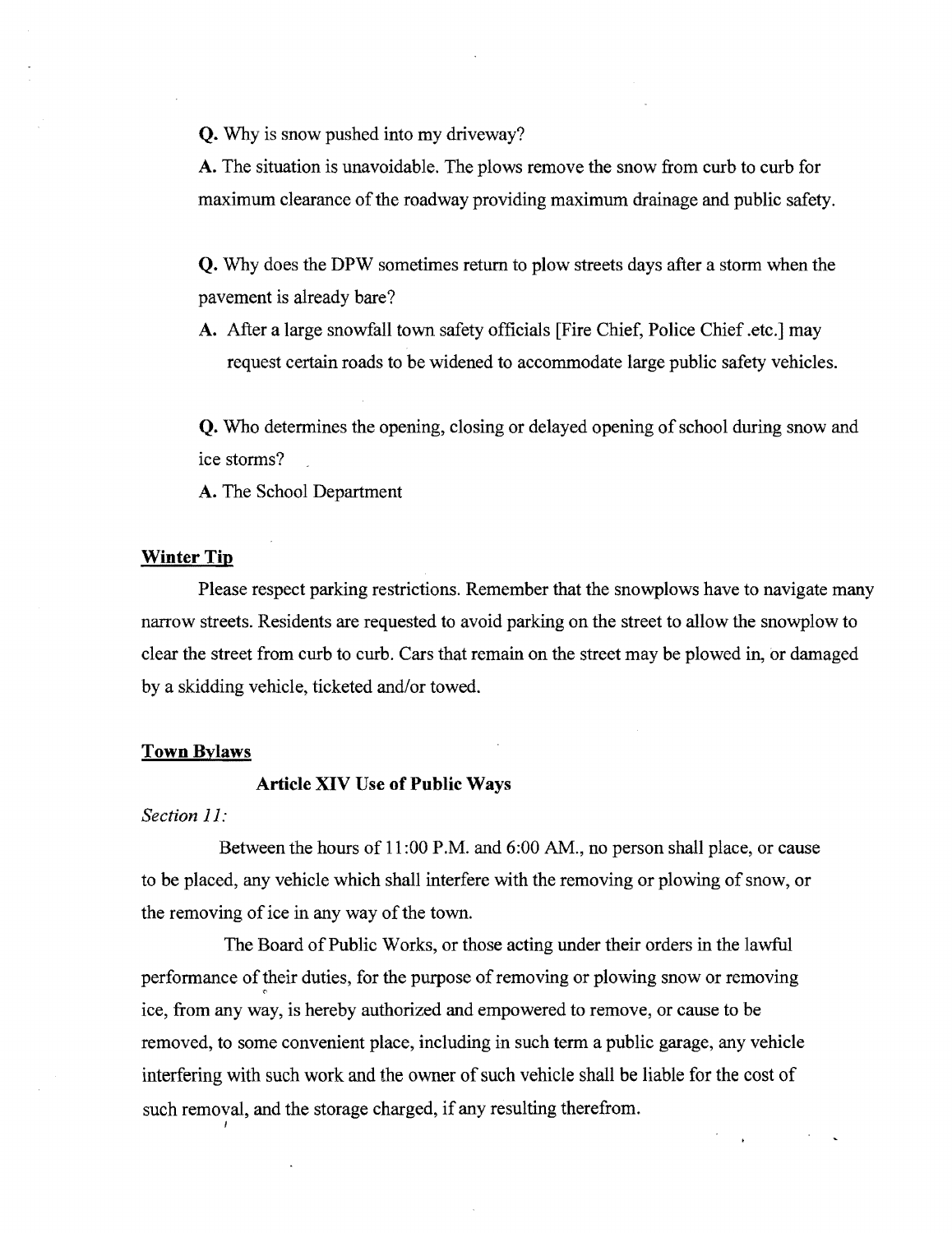**Q.** Why is snow pushed into my driveway?

**A.** The situation is unavoidable. The plows remove the snow from curb to curb for maximum clearance of the roadway providing maximum drainage and public safety.

**Q.** Why does the DPW sometimes return to plow streets days after a storm when the pavement is already bare?

**A.** After a large snowfall town safety officials [Fire Chief, Police Chief .etc.] may request certain roads to be widened to accommodate large public safety vehicles.

**Q.** Who determines the opening, closing or delayed opening of school during snow and ice storms?

**A.** The School Department

## <u>Winter Tip</u>

Please respect parking restrictions. Remember that the snowplows have to navigate many narrow streets. Residents are requested to avoid parking on the street to allow the snowplow to clear the street from curb to curb. Cars that remain on the street may be plowed in, or damaged by a skidding vehicle, ticketed and/or towed.

## <u>Town Bylaws</u>

### Article XIV Use of Public Ways

*Section 11:*

Between the hours of 11:00 P.M. and 6:00 AM., no person shall place, or cause to be placed, any vehicle which shall interfere with the removing or plowing of snow, or the removing of ice in any way of the town.

The Board of Public Works, or those acting under their orders in the lawful performance of their duties, for the purpose of removing or plowing snow or removing ice, from any way, is hereby authorized and empowered to remove, or cause to be removed, to some convenient place, including in such term a public garage, any vehicle interfering with such work and the owner of such vehicle shall be liable for the cost of such removal, and the storage charged, if any resulting therefrom.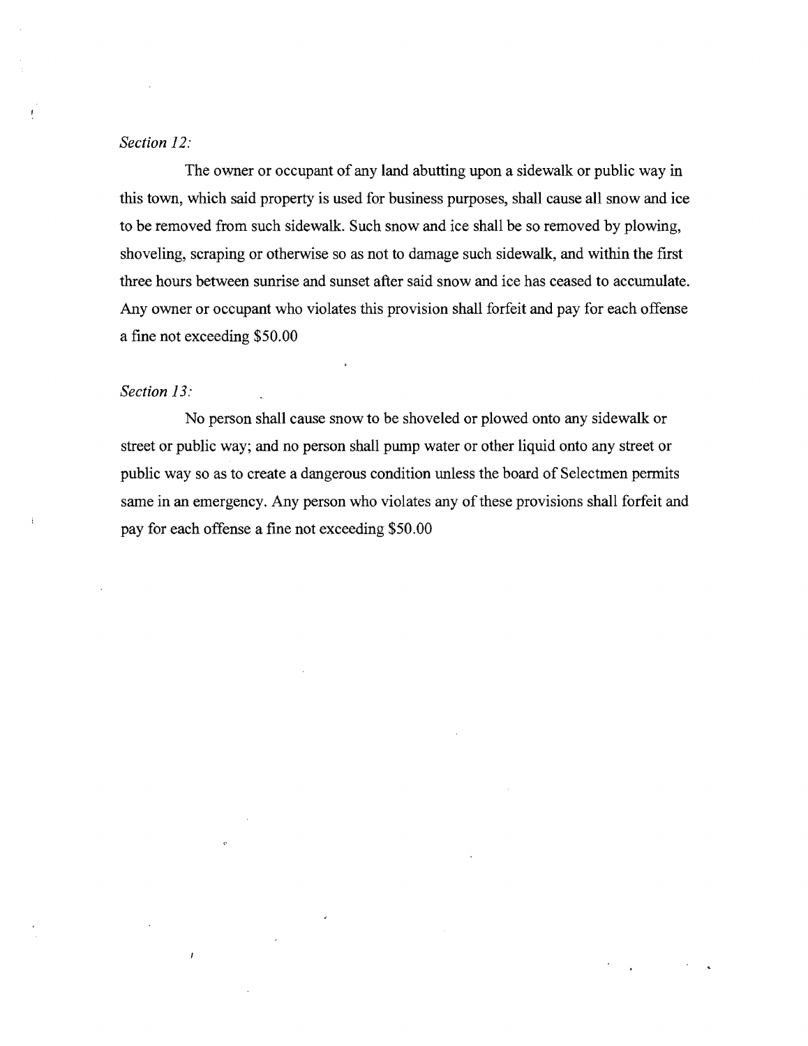*Section 12:*

The owner or occupant of any land abutting upon a sidewalk or public way in this town, which said property is used for business purposes, shall cause all snow and ice to be removed from such sidewalk. Such snow and ice shall be so removed by plowing, shoveling, scraping or otherwise so as not to damage such sidewalk, and within the first three hours between sunrise and sunset after said snow and ice has ceased to accumulate. Any owner or occupant who violates this provision shall forfeit and pay for each offense a fine not exceeding $50.00

*Section 13:*

No person shall cause snow to be shoveled or plowed onto any sidewalk or street or public way; and no person shall pump water or other liquid onto any street or public way so as to create a dangerous condition unless the board of Selectmen permits same in an emergency. Any person who violates any of these provisions shall forfeit and pay for each offense a fine not exceeding $50.00